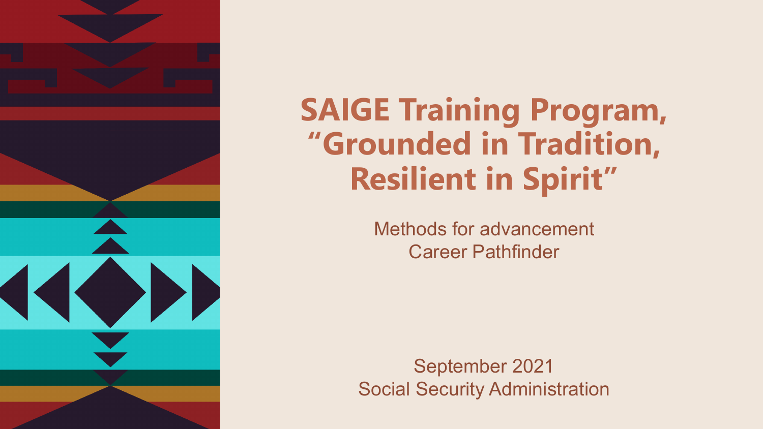# SAIGE Training Program, “Grounded in Tradition, Resilient in Spirit”

Methods for advancement
Career Pathfinder

September 2021
Social Security Administration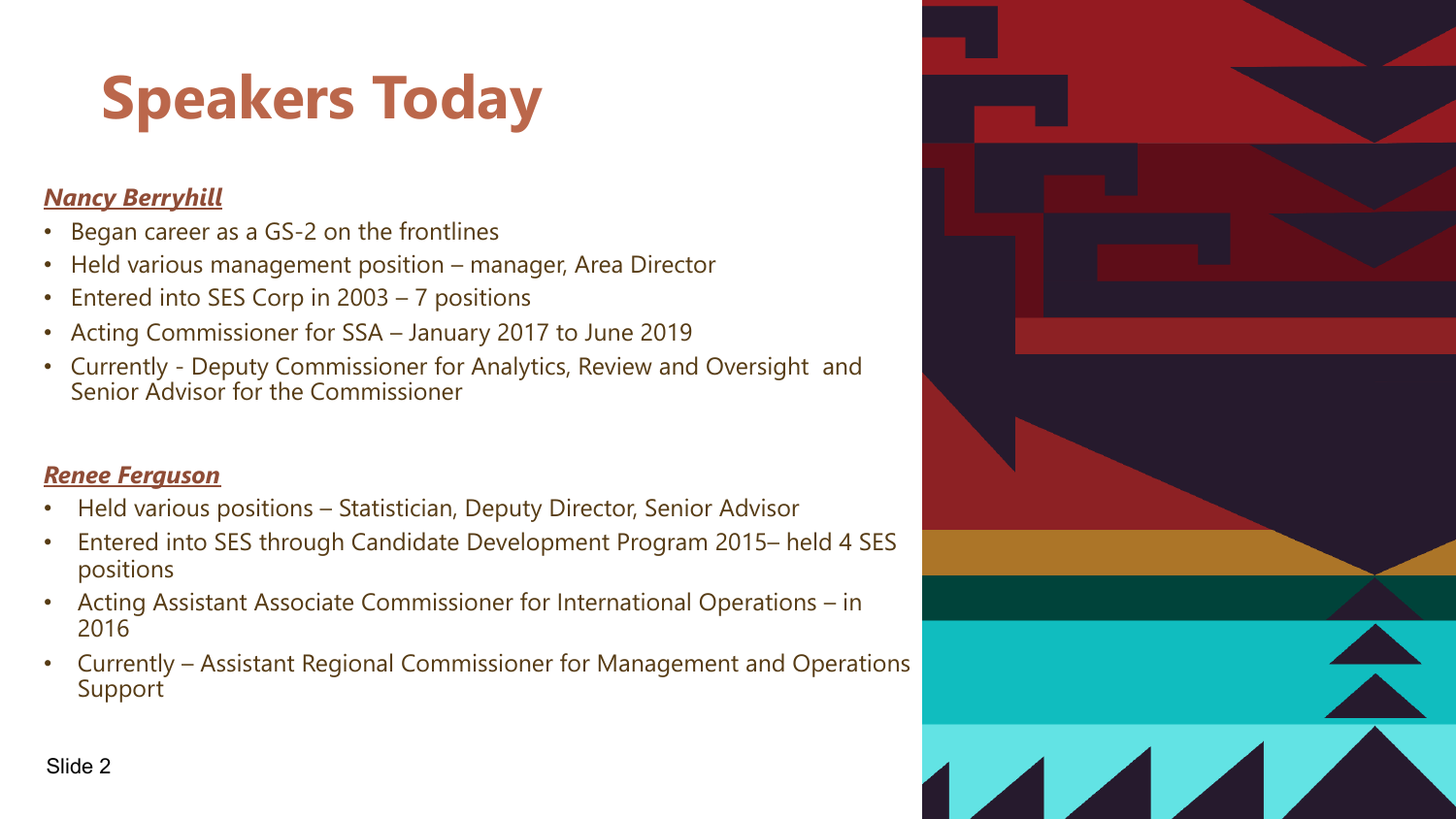# Speakers Today

***Nancy Berryhill***

- Began career as a GS-2 on the frontlines
- Held various management position – manager, Area Director
- Entered into SES Corp in 2003 – 7 positions
- Acting Commissioner for SSA – January 2017 to June 2019
- Currently - Deputy Commissioner for Analytics, Review and Oversight and Senior Advisor for the Commissioner

***Renee Ferguson***

- Held various positions – Statistician, Deputy Director, Senior Advisor
- Entered into SES through Candidate Development Program 2015– held 4 SES positions
- Acting Assistant Associate Commissioner for International Operations – in 2016
- Currently – Assistant Regional Commissioner for Management and Operations Support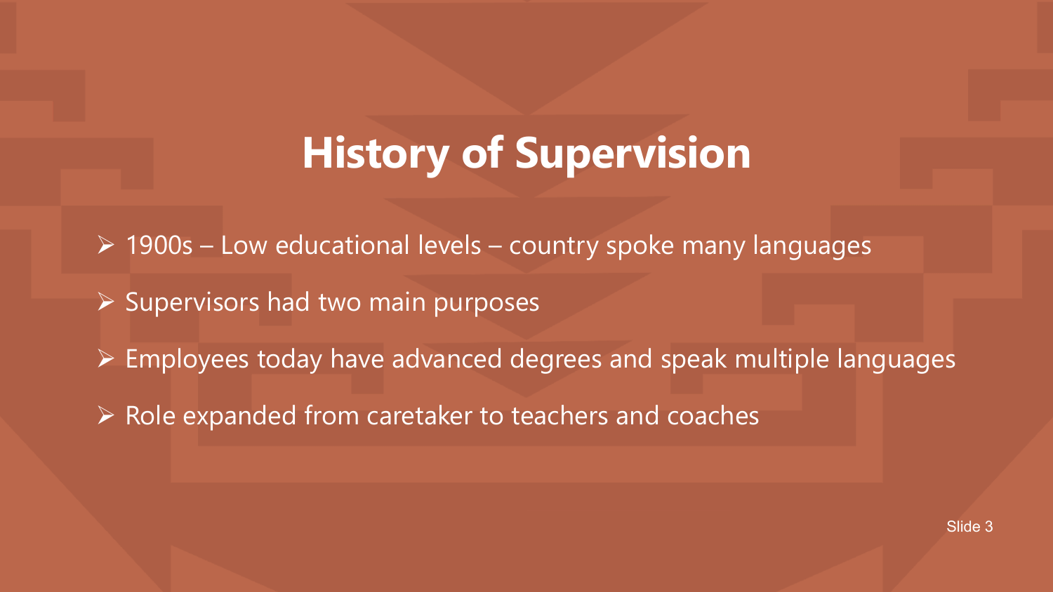# History of Supervision

- 1900s – Low educational levels – country spoke many languages
- Supervisors had two main purposes
- Employees today have advanced degrees and speak multiple languages
- Role expanded from caretaker to teachers and coaches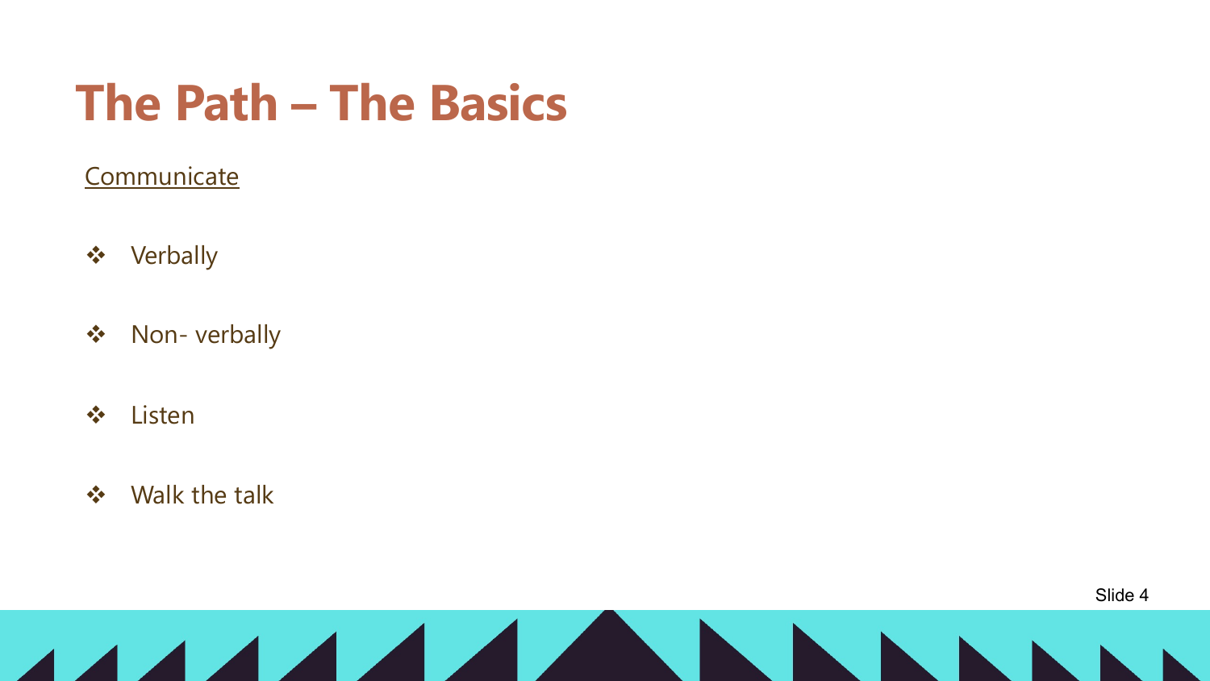# The Path – The Basics

<u>Communicate</u>

- Verbally
- Non- verbally
- Listen
- Walk the talk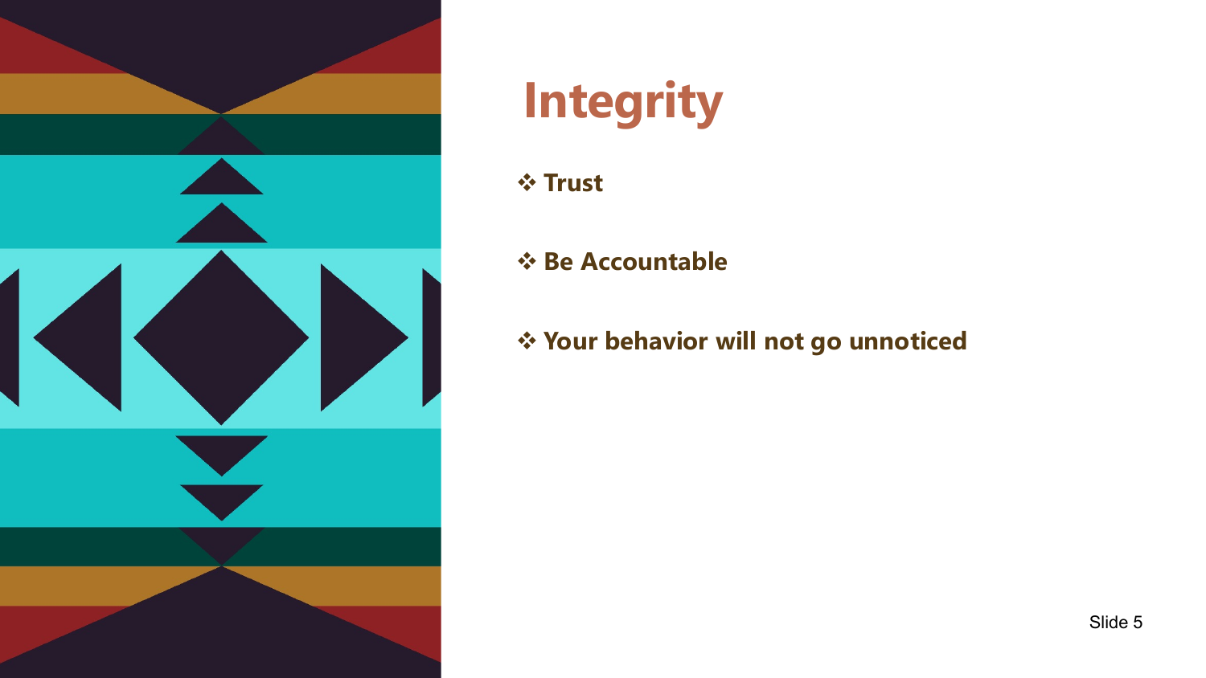# Integrity

- **Trust**
- **Be Accountable**
- **Your behavior will not go unnoticed**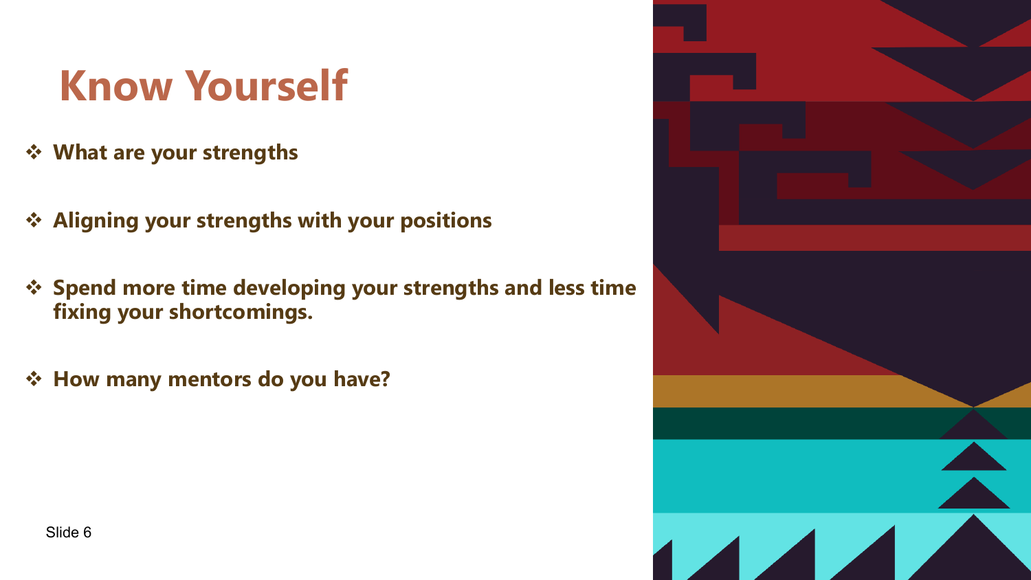# Know Yourself

- **What are your strengths**
- **Aligning your strengths with your positions**
- **Spend more time developing your strengths and less time fixing your shortcomings.**
- **How many mentors do you have?**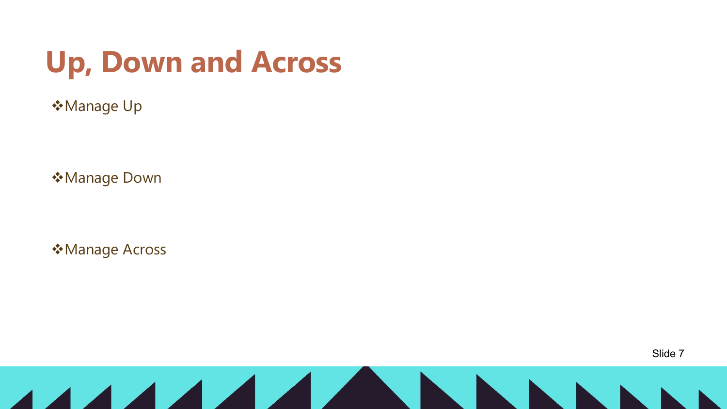# Up, Down and Across

- Manage Up

- Manage Down

- Manage Across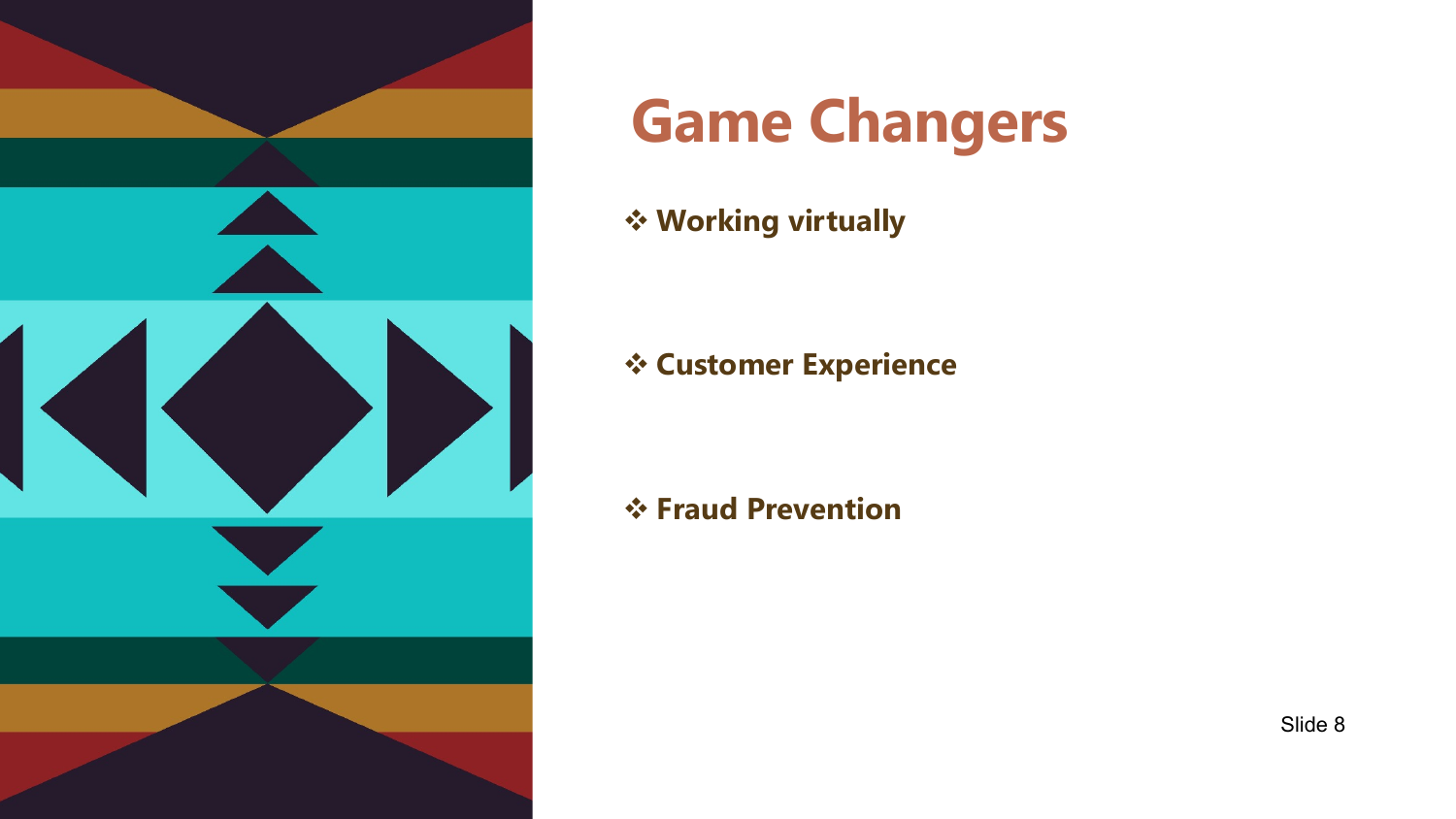# Game Changers

- **Working virtually**
- **Customer Experience**
- **Fraud Prevention**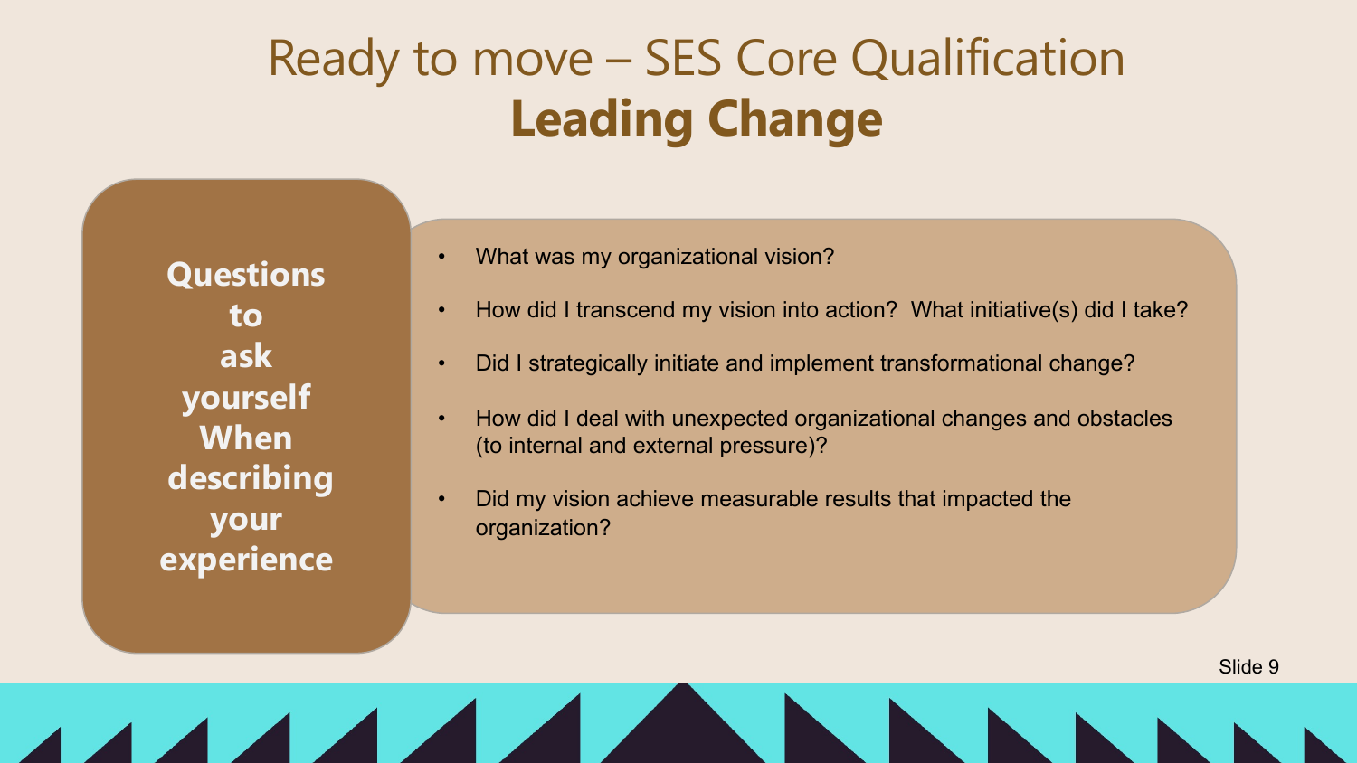# Ready to move – SES Core Qualification

## **Leading Change**

**Questions to ask yourself When describing your experience**

- What was my organizational vision?
- How did I transcend my vision into action? What initiative(s) did I take?
- Did I strategically initiate and implement transformational change?
- How did I deal with unexpected organizational changes and obstacles (to internal and external pressure)?
- Did my vision achieve measurable results that impacted the organization?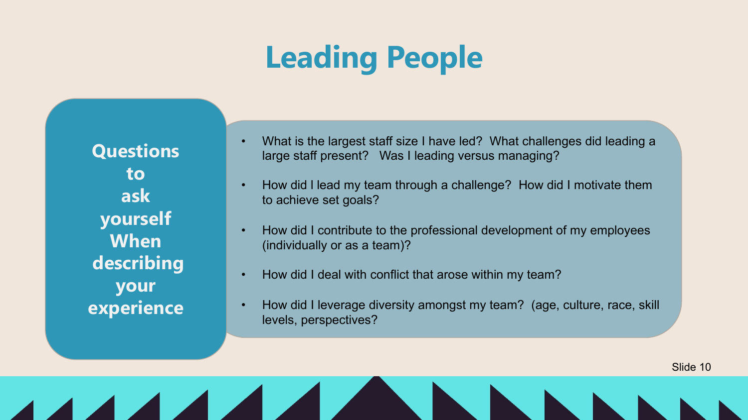# Leading People

**Questions to ask yourself When describing your experience**

- What is the largest staff size I have led? What challenges did leading a large staff present? Was I leading versus managing?
- How did I lead my team through a challenge? How did I motivate them to achieve set goals?
- How did I contribute to the professional development of my employees (individually or as a team)?
- How did I deal with conflict that arose within my team?
- How did I leverage diversity amongst my team? (age, culture, race, skill levels, perspectives?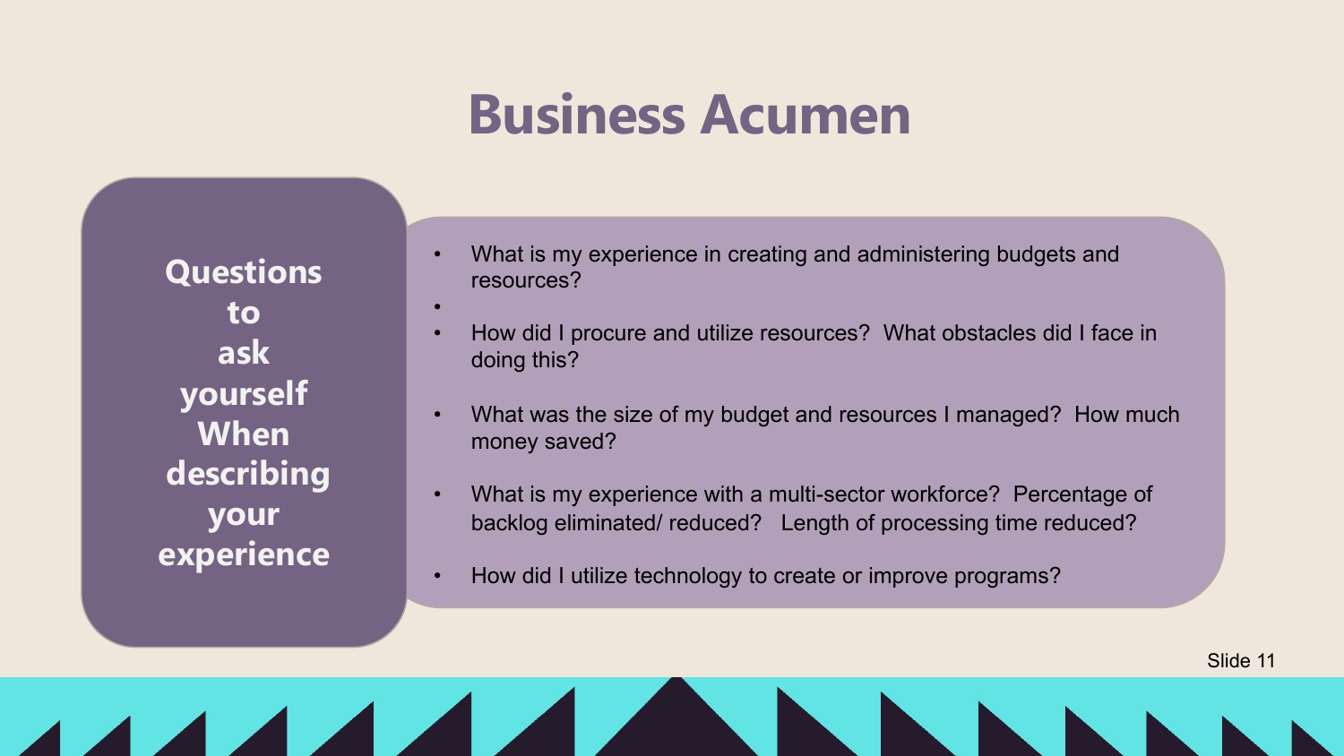# Business Acumen

**Questions to ask yourself When describing your experience**

- What is my experience in creating and administering budgets and resources?
- How did I procure and utilize resources? What obstacles did I face in doing this?
- What was the size of my budget and resources I managed? How much money saved?
- What is my experience with a multi-sector workforce? Percentage of backlog eliminated/ reduced? Length of processing time reduced?
- How did I utilize technology to create or improve programs?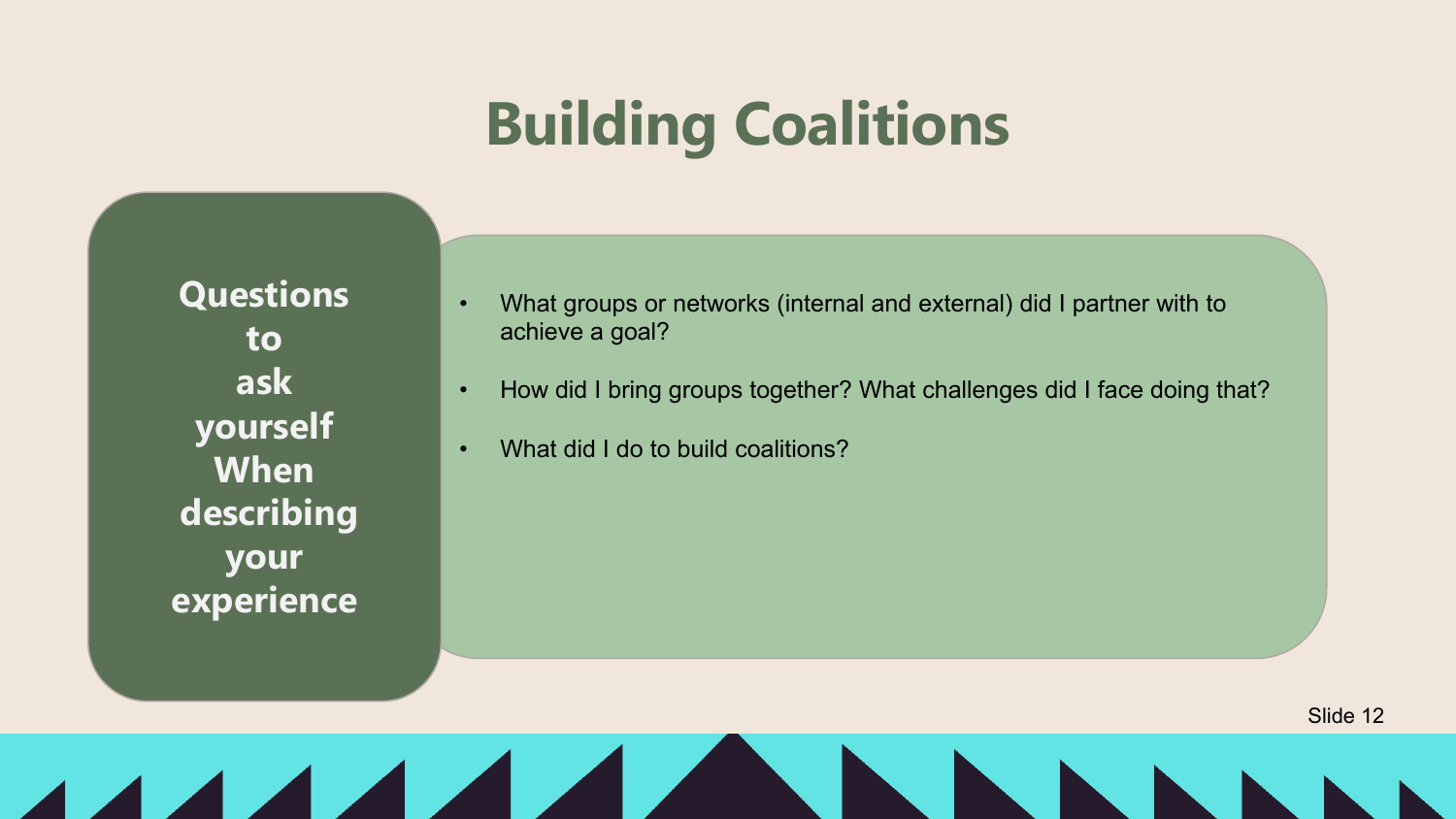# Building Coalitions

**Questions to ask yourself When describing your experience**

- What groups or networks (internal and external) did I partner with to achieve a goal?
- How did I bring groups together? What challenges did I face doing that?
- What did I do to build coalitions?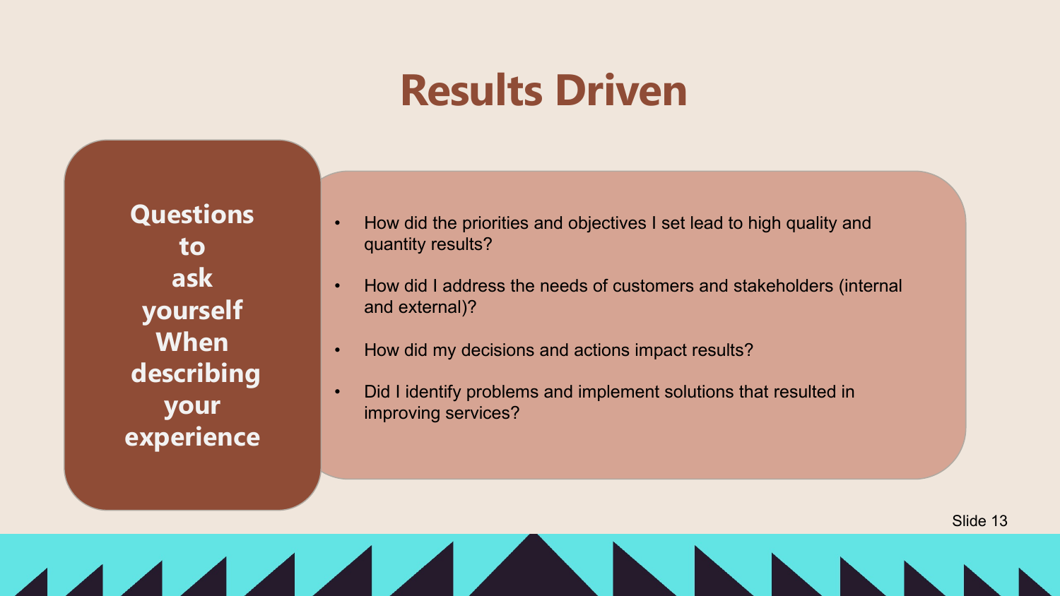# Results Driven

**Questions to ask yourself When describing your experience**

- How did the priorities and objectives I set lead to high quality and quantity results?
- How did I address the needs of customers and stakeholders (internal and external)?
- How did my decisions and actions impact results?
- Did I identify problems and implement solutions that resulted in improving services?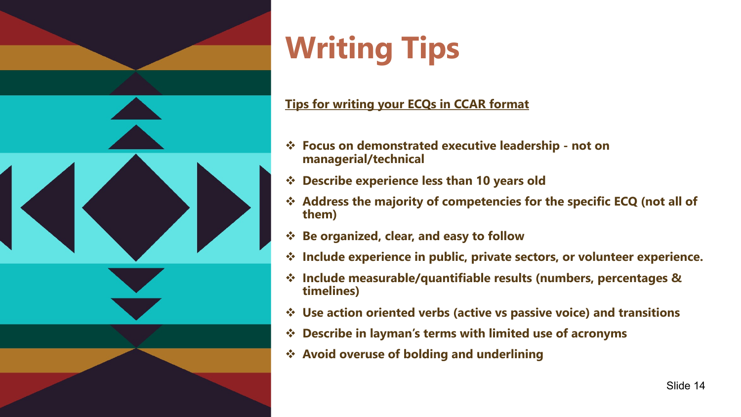# Writing Tips

**Tips for writing your ECQs in CCAR format**

- **Focus on demonstrated executive leadership - not on managerial/technical**
- **Describe experience less than 10 years old**
- **Address the majority of competencies for the specific ECQ (not all of them)**
- **Be organized, clear, and easy to follow**
- **Include experience in public, private sectors, or volunteer experience.**
- **Include measurable/quantifiable results (numbers, percentages & timelines)**
- **Use action oriented verbs (active vs passive voice) and transitions**
- **Describe in layman's terms with limited use of acronyms**
- **Avoid overuse of bolding and underlining**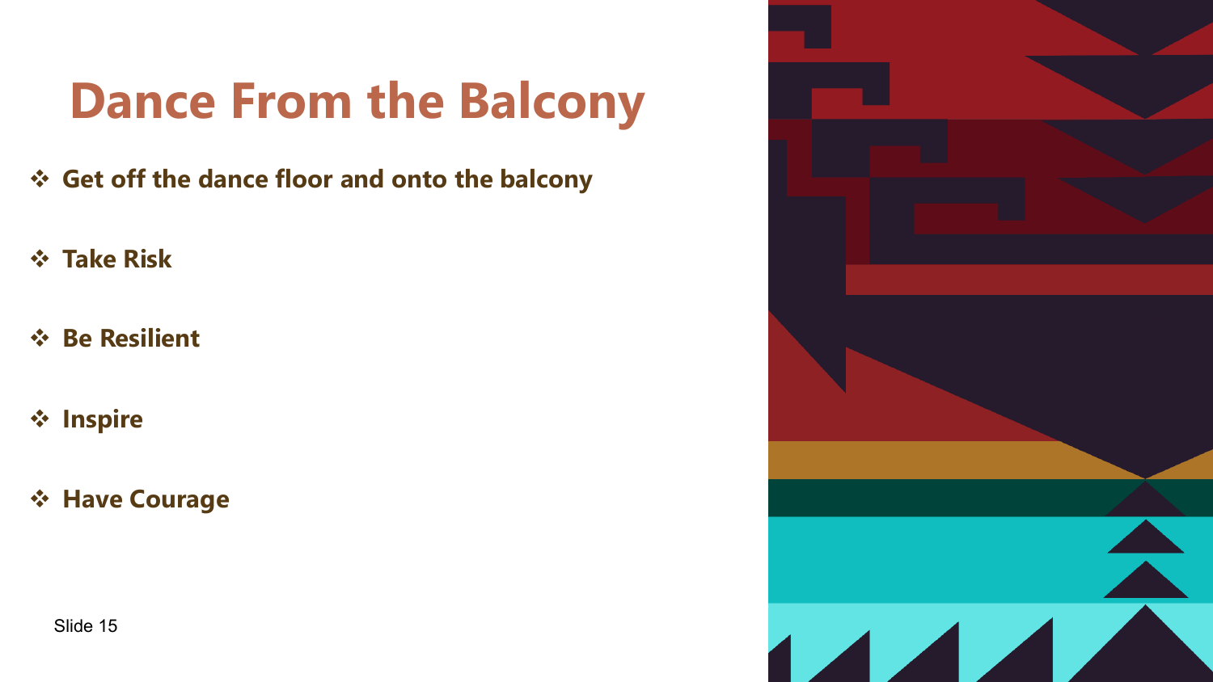# Dance From the Balcony

- **Get off the dance floor and onto the balcony**
- **Take Risk**
- **Be Resilient**
- **Inspire**
- **Have Courage**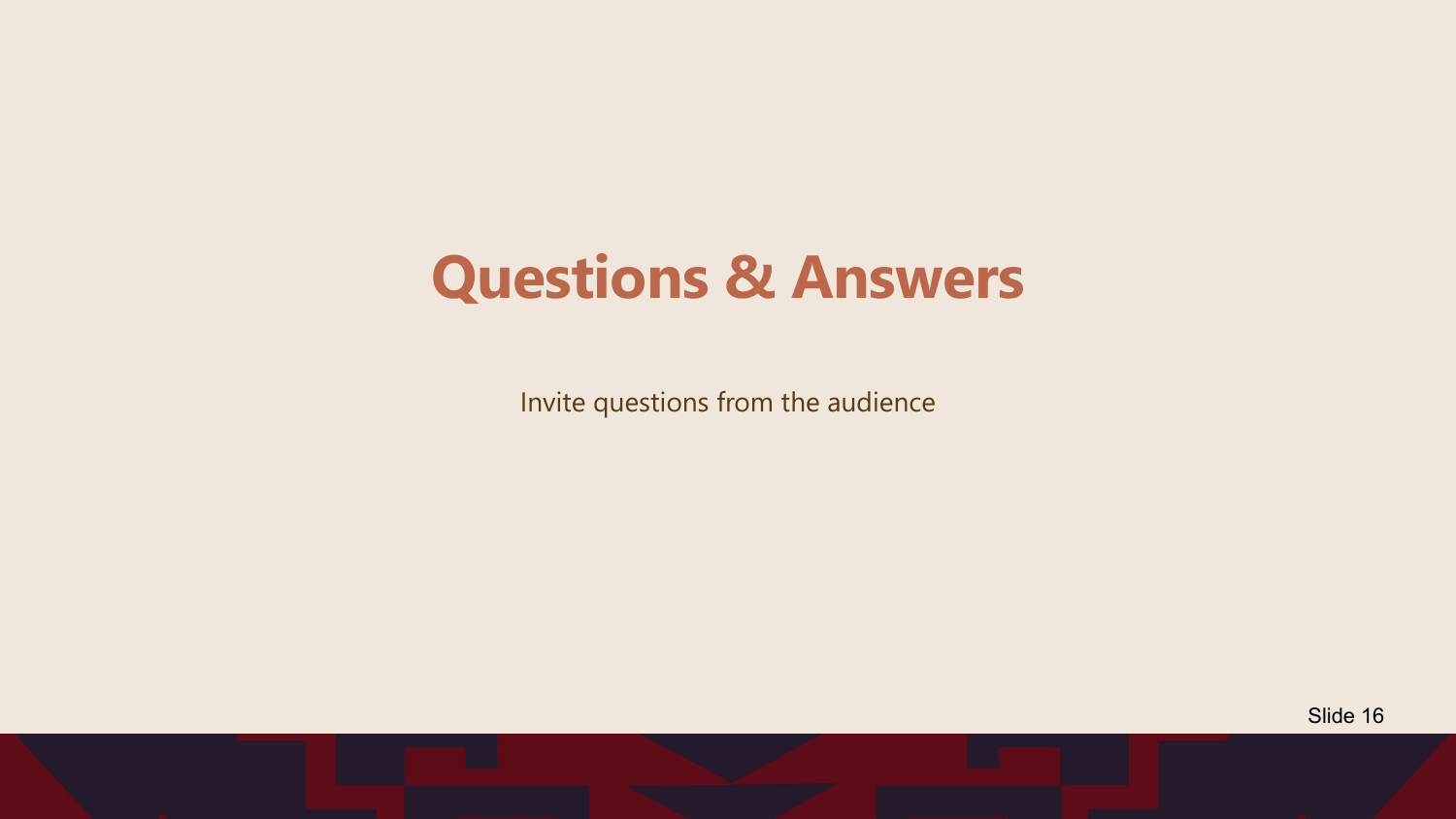# Questions & Answers

Invite questions from the audience